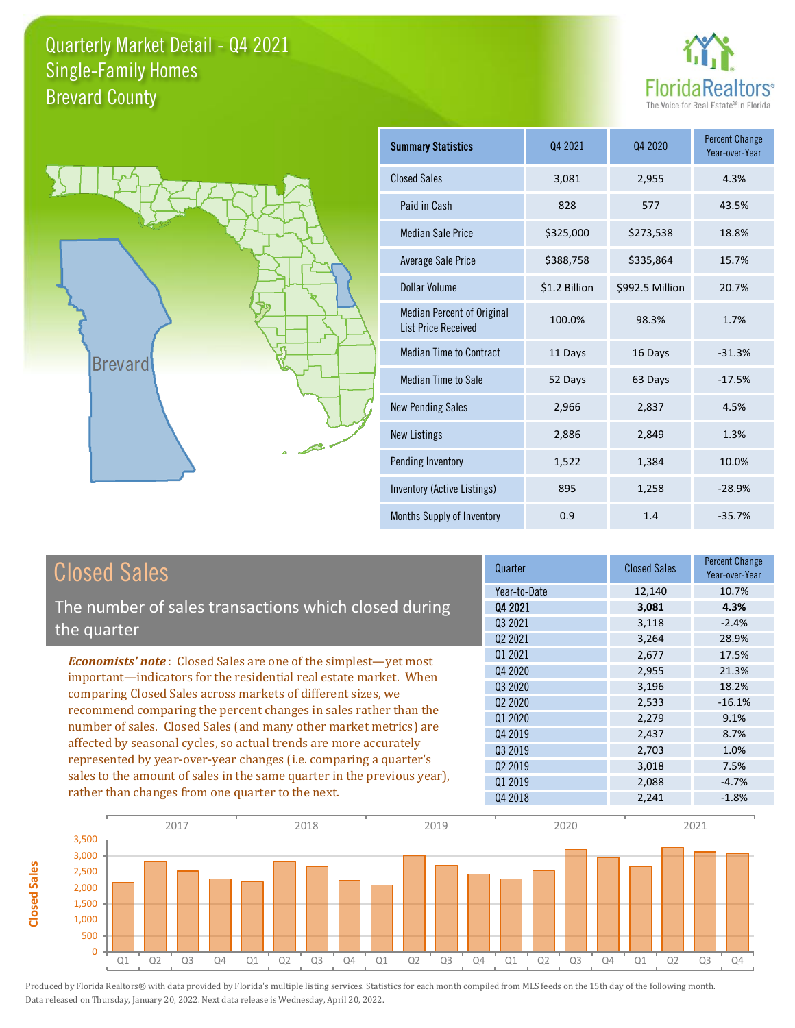# Quarterly Market Detail - Q4 2021
## Single-Family Homes
## Brevard County

FloridaRealtors®
The Voice for Real Estate® in Florida

Brevard

| Summary Statistics | Q4 2021 | Q4 2020 | Percent Change Year-over-Year |
|---|---|---|---|
| Closed Sales | 3,081 | 2,955 | 4.3% |
| Paid in Cash | 828 | 577 | 43.5% |
| Median Sale Price | $325,000 | $273,538 | 18.8% |
| Average Sale Price | $388,758 | $335,864 | 15.7% |
| Dollar Volume | $1.2 Billion | $992.5 Million | 20.7% |
| Median Percent of Original List Price Received | 100.0% | 98.3% | 1.7% |
| Median Time to Contract | 11 Days | 16 Days | -31.3% |
| Median Time to Sale | 52 Days | 63 Days | -17.5% |
| New Pending Sales | 2,966 | 2,837 | 4.5% |
| New Listings | 2,886 | 2,849 | 1.3% |
| Pending Inventory | 1,522 | 1,384 | 10.0% |
| Inventory (Active Listings) | 895 | 1,258 | -28.9% |
| Months Supply of Inventory | 0.9 | 1.4 | -35.7% |

## Closed Sales

The number of sales transactions which closed during the quarter

*Economists' note*: Closed Sales are one of the simplest—yet most important—indicators for the residential real estate market. When comparing Closed Sales across markets of different sizes, we recommend comparing the percent changes in sales rather than the number of sales. Closed Sales (and many other market metrics) are affected by seasonal cycles, so actual trends are more accurately represented by year-over-year changes (i.e. comparing a quarter's sales to the amount of sales in the same quarter in the previous year), rather than changes from one quarter to the next.

| Quarter | Closed Sales | Percent Change Year-over-Year |
|---|---|---|
| Year-to-Date | 12,140 | 10.7% |
| **Q4 2021** | **3,081** | **4.3%** |
| Q3 2021 | 3,118 | -2.4% |
| Q2 2021 | 3,264 | 28.9% |
| Q1 2021 | 2,677 | 17.5% |
| Q4 2020 | 2,955 | 21.3% |
| Q3 2020 | 3,196 | 18.2% |
| Q2 2020 | 2,533 | -16.1% |
| Q1 2020 | 2,279 | 9.1% |
| Q4 2019 | 2,437 | 8.7% |
| Q3 2019 | 2,703 | 1.0% |
| Q2 2019 | 3,018 | 7.5% |
| Q1 2019 | 2,088 | -4.7% |
| Q4 2018 | 2,241 | -1.8% |

Produced by Florida Realtors® with data provided by Florida's multiple listing services. Statistics for each month compiled from MLS feeds on the 15th day of the following month. Data released on Thursday, January 20, 2022. Next data release is Wednesday, April 20, 2022.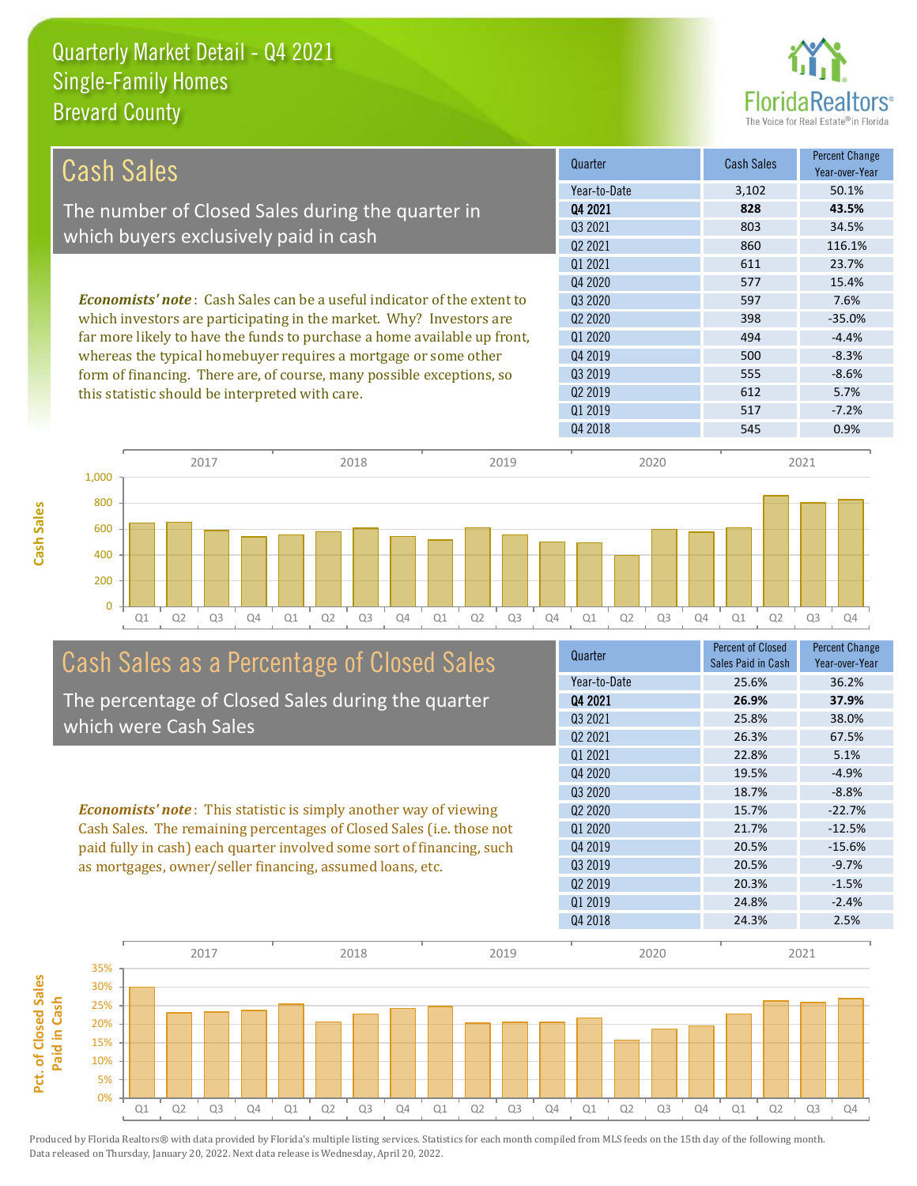# Quarterly Market Detail - Q4 2021
## Single-Family Homes
## Brevard County

## Cash Sales

The number of Closed Sales during the quarter in which buyers exclusively paid in cash

***Economists' note***: Cash Sales can be a useful indicator of the extent to which investors are participating in the market. Why? Investors are far more likely to have the funds to purchase a home available up front, whereas the typical homebuyer requires a mortgage or some other form of financing. There are, of course, many possible exceptions, so this statistic should be interpreted with care.

| Quarter | Cash Sales | Percent Change Year-over-Year |
|---|---|---|
| Year-to-Date | 3,102 | 50.1% |
| **Q4 2021** | **828** | **43.5%** |
| Q3 2021 | 803 | 34.5% |
| Q2 2021 | 860 | 116.1% |
| Q1 2021 | 611 | 23.7% |
| Q4 2020 | 577 | 15.4% |
| Q3 2020 | 597 | 7.6% |
| Q2 2020 | 398 | -35.0% |
| Q1 2020 | 494 | -4.4% |
| Q4 2019 | 500 | -8.3% |
| Q3 2019 | 555 | -8.6% |
| Q2 2019 | 612 | 5.7% |
| Q1 2019 | 517 | -7.2% |
| Q4 2018 | 545 | 0.9% |

## Cash Sales as a Percentage of Closed Sales

The percentage of Closed Sales during the quarter which were Cash Sales

***Economists' note***: This statistic is simply another way of viewing Cash Sales. The remaining percentages of Closed Sales (i.e. those not paid fully in cash) each quarter involved some sort of financing, such as mortgages, owner/seller financing, assumed loans, etc.

| Quarter | Percent of Closed Sales Paid in Cash | Percent Change Year-over-Year |
|---|---|---|
| Year-to-Date | 25.6% | 36.2% |
| **Q4 2021** | **26.9%** | **37.9%** |
| Q3 2021 | 25.8% | 38.0% |
| Q2 2021 | 26.3% | 67.5% |
| Q1 2021 | 22.8% | 5.1% |
| Q4 2020 | 19.5% | -4.9% |
| Q3 2020 | 18.7% | -8.8% |
| Q2 2020 | 15.7% | -22.7% |
| Q1 2020 | 21.7% | -12.5% |
| Q4 2019 | 20.5% | -15.6% |
| Q3 2019 | 20.5% | -9.7% |
| Q2 2019 | 20.3% | -1.5% |
| Q1 2019 | 24.8% | -2.4% |
| Q4 2018 | 24.3% | 2.5% |

Produced by Florida Realtors® with data provided by Florida's multiple listing services. Statistics for each month compiled from MLS feeds on the 15th day of the following month. Data released on Thursday, January 20, 2022. Next data release is Wednesday, April 20, 2022.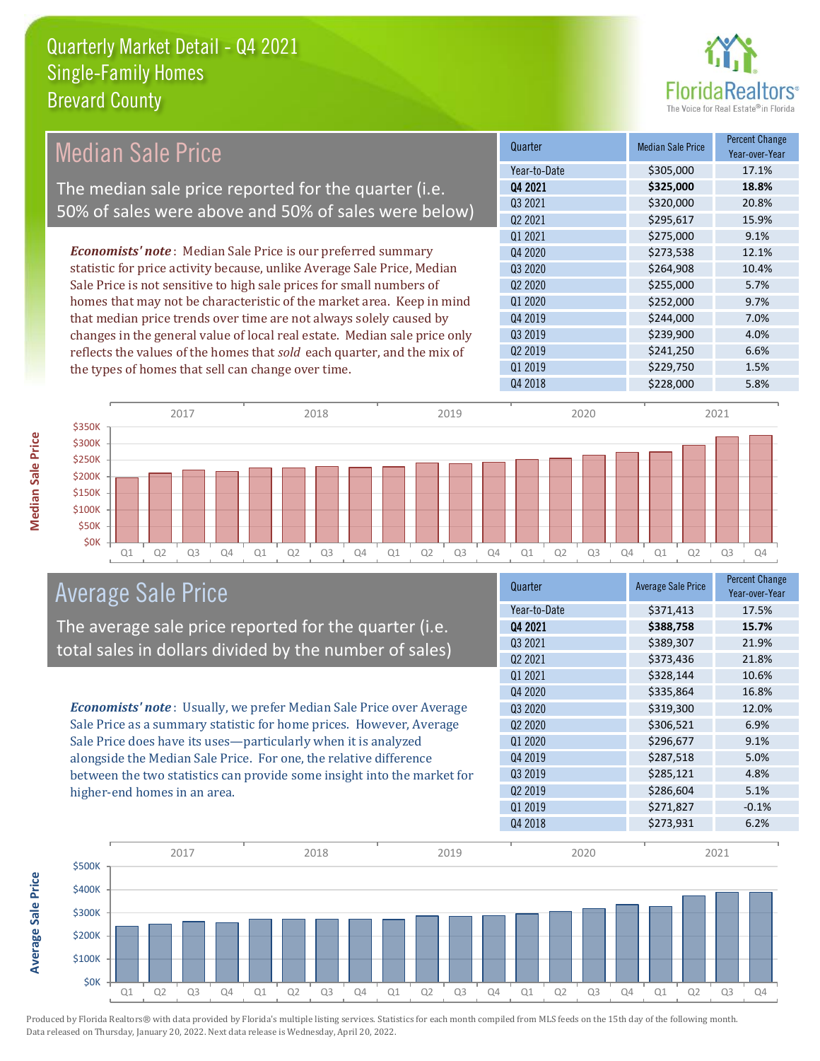# Quarterly Market Detail - Q4 2021
## Single-Family Homes
## Brevard County

## Median Sale Price

The median sale price reported for the quarter (i.e. 50% of sales were above and 50% of sales were below)

*Economists' note*: Median Sale Price is our preferred summary statistic for price activity because, unlike Average Sale Price, Median Sale Price is not sensitive to high sale prices for small numbers of homes that may not be characteristic of the market area. Keep in mind that median price trends over time are not always solely caused by changes in the general value of local real estate. Median sale price only reflects the values of the homes that *sold* each quarter, and the mix of the types of homes that sell can change over time.

| Quarter | Median Sale Price | Percent Change Year-over-Year |
|---|---|---|
| Year-to-Date | $305,000 | 17.1% |
| **Q4 2021** | **$325,000** | **18.8%** |
| Q3 2021 | $320,000 | 20.8% |
| Q2 2021 | $295,617 | 15.9% |
| Q1 2021 | $275,000 | 9.1% |
| Q4 2020 | $273,538 | 12.1% |
| Q3 2020 | $264,908 | 10.4% |
| Q2 2020 | $255,000 | 5.7% |
| Q1 2020 | $252,000 | 9.7% |
| Q4 2019 | $244,000 | 7.0% |
| Q3 2019 | $239,900 | 4.0% |
| Q2 2019 | $241,250 | 6.6% |
| Q1 2019 | $229,750 | 1.5% |
| Q4 2018 | $228,000 | 5.8% |

## Average Sale Price

The average sale price reported for the quarter (i.e. total sales in dollars divided by the number of sales)

*Economists' note*: Usually, we prefer Median Sale Price over Average Sale Price as a summary statistic for home prices. However, Average Sale Price does have its uses—particularly when it is analyzed alongside the Median Sale Price. For one, the relative difference between the two statistics can provide some insight into the market for higher-end homes in an area.

| Quarter | Average Sale Price | Percent Change Year-over-Year |
|---|---|---|
| Year-to-Date | $371,413 | 17.5% |
| **Q4 2021** | **$388,758** | **15.7%** |
| Q3 2021 | $389,307 | 21.9% |
| Q2 2021 | $373,436 | 21.8% |
| Q1 2021 | $328,144 | 10.6% |
| Q4 2020 | $335,864 | 16.8% |
| Q3 2020 | $319,300 | 12.0% |
| Q2 2020 | $306,521 | 6.9% |
| Q1 2020 | $296,677 | 9.1% |
| Q4 2019 | $287,518 | 5.0% |
| Q3 2019 | $285,121 | 4.8% |
| Q2 2019 | $286,604 | 5.1% |
| Q1 2019 | $271,827 | -0.1% |
| Q4 2018 | $273,931 | 6.2% |

Produced by Florida Realtors® with data provided by Florida's multiple listing services. Statistics for each month compiled from MLS feeds on the 15th day of the following month. Data released on Thursday, January 20, 2022. Next data release is Wednesday, April 20, 2022.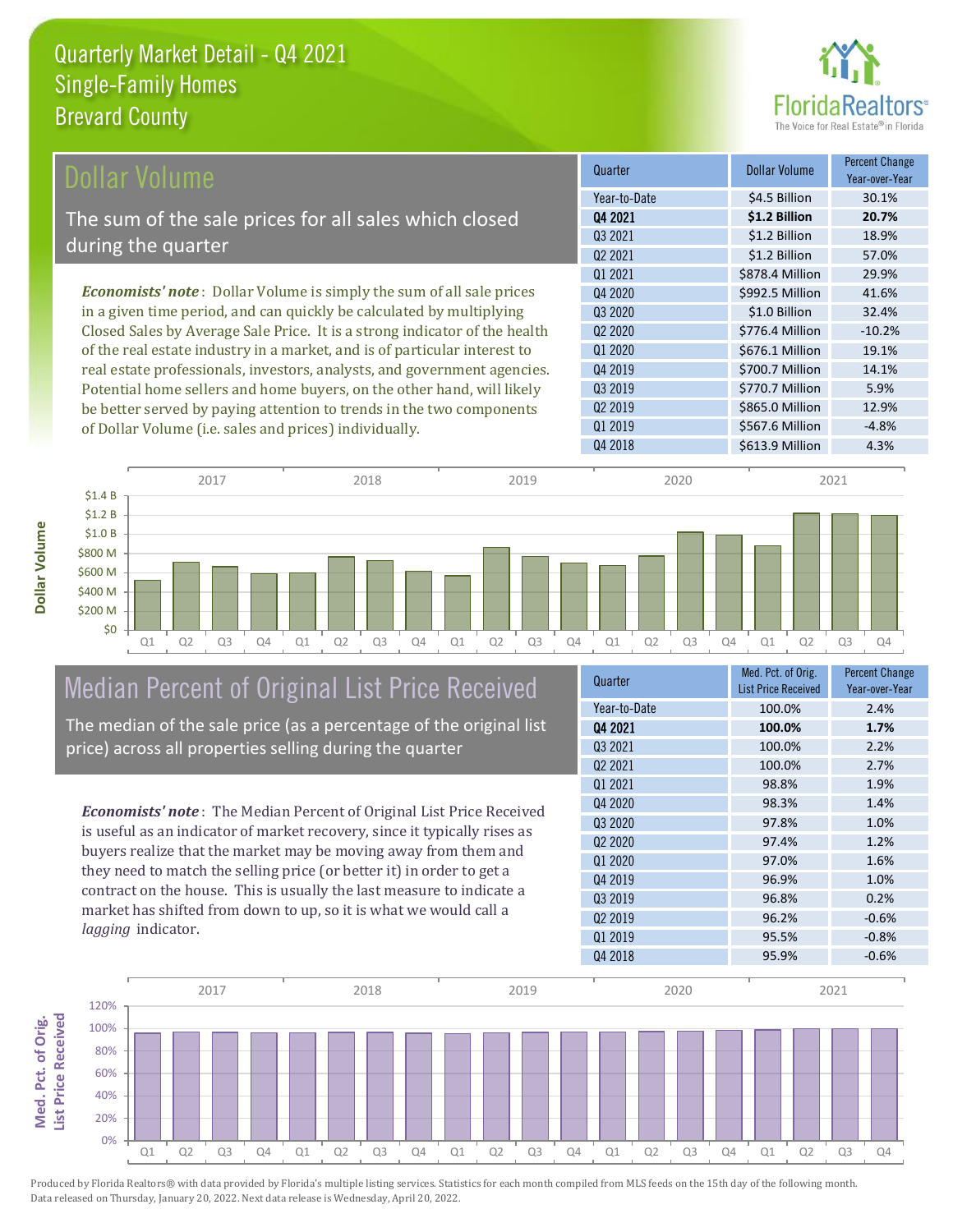# Quarterly Market Detail - Q4 2021
## Single-Family Homes
## Brevard County

## Dollar Volume

The sum of the sale prices for all sales which closed during the quarter

***Economists' note***: Dollar Volume is simply the sum of all sale prices in a given time period, and can quickly be calculated by multiplying Closed Sales by Average Sale Price. It is a strong indicator of the health of the real estate industry in a market, and is of particular interest to real estate professionals, investors, analysts, and government agencies. Potential home sellers and home buyers, on the other hand, will likely be better served by paying attention to trends in the two components of Dollar Volume (i.e. sales and prices) individually.

| Quarter | Dollar Volume | Percent Change Year-over-Year |
|---|---|---|
| Year-to-Date | $4.5 Billion | 30.1% |
| **Q4 2021** | **$1.2 Billion** | **20.7%** |
| Q3 2021 | $1.2 Billion | 18.9% |
| Q2 2021 | $1.2 Billion | 57.0% |
| Q1 2021 | $878.4 Million | 29.9% |
| Q4 2020 | $992.5 Million | 41.6% |
| Q3 2020 | $1.0 Billion | 32.4% |
| Q2 2020 | $776.4 Million | -10.2% |
| Q1 2020 | $676.1 Million | 19.1% |
| Q4 2019 | $700.7 Million | 14.1% |
| Q3 2019 | $770.7 Million | 5.9% |
| Q2 2019 | $865.0 Million | 12.9% |
| Q1 2019 | $567.6 Million | -4.8% |
| Q4 2018 | $613.9 Million | 4.3% |

## Median Percent of Original List Price Received

The median of the sale price (as a percentage of the original list price) across all properties selling during the quarter

***Economists' note***: The Median Percent of Original List Price Received is useful as an indicator of market recovery, since it typically rises as buyers realize that the market may be moving away from them and they need to match the selling price (or better it) in order to get a contract on the house. This is usually the last measure to indicate a market has shifted from down to up, so it is what we would call a *lagging* indicator.

| Quarter | Med. Pct. of Orig. List Price Received | Percent Change Year-over-Year |
|---|---|---|
| Year-to-Date | 100.0% | 2.4% |
| **Q4 2021** | **100.0%** | **1.7%** |
| Q3 2021 | 100.0% | 2.2% |
| Q2 2021 | 100.0% | 2.7% |
| Q1 2021 | 98.8% | 1.9% |
| Q4 2020 | 98.3% | 1.4% |
| Q3 2020 | 97.8% | 1.0% |
| Q2 2020 | 97.4% | 1.2% |
| Q1 2020 | 97.0% | 1.6% |
| Q4 2019 | 96.9% | 1.0% |
| Q3 2019 | 96.8% | 0.2% |
| Q2 2019 | 96.2% | -0.6% |
| Q1 2019 | 95.5% | -0.8% |
| Q4 2018 | 95.9% | -0.6% |

Produced by Florida Realtors® with data provided by Florida's multiple listing services. Statistics for each month compiled from MLS feeds on the 15th day of the following month. Data released on Thursday, January 20, 2022. Next data release is Wednesday, April 20, 2022.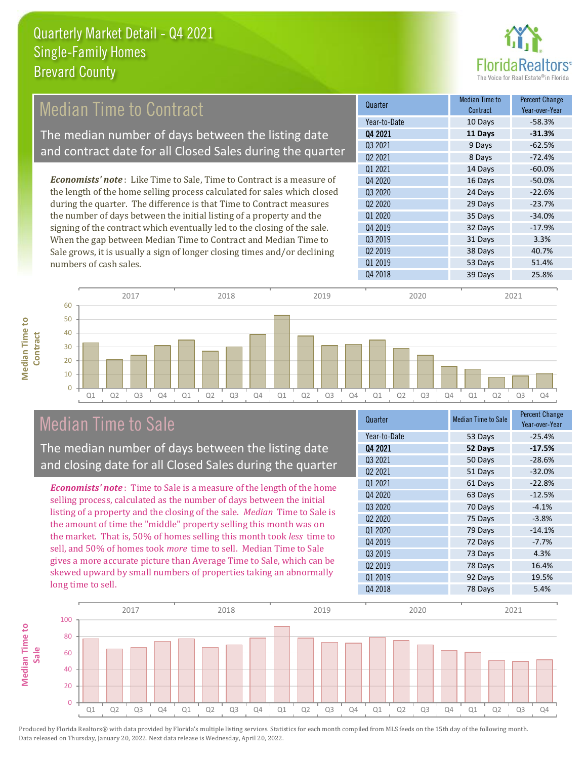# Quarterly Market Detail - Q4 2021
## Single-Family Homes
## Brevard County

## Median Time to Contract

The median number of days between the listing date and contract date for all Closed Sales during the quarter

*Economists' note*: Like Time to Sale, Time to Contract is a measure of the length of the home selling process calculated for sales which closed during the quarter. The difference is that Time to Contract measures the number of days between the initial listing of a property and the signing of the contract which eventually led to the closing of the sale. When the gap between Median Time to Contract and Median Time to Sale grows, it is usually a sign of longer closing times and/or declining numbers of cash sales.

| Quarter | Median Time to Contract | Percent Change Year-over-Year |
|---|---|---|
| Year-to-Date | 10 Days | -58.3% |
| **Q4 2021** | **11 Days** | **-31.3%** |
| Q3 2021 | 9 Days | -62.5% |
| Q2 2021 | 8 Days | -72.4% |
| Q1 2021 | 14 Days | -60.0% |
| Q4 2020 | 16 Days | -50.0% |
| Q3 2020 | 24 Days | -22.6% |
| Q2 2020 | 29 Days | -23.7% |
| Q1 2020 | 35 Days | -34.0% |
| Q4 2019 | 32 Days | -17.9% |
| Q3 2019 | 31 Days | 3.3% |
| Q2 2019 | 38 Days | 40.7% |
| Q1 2019 | 53 Days | 51.4% |
| Q4 2018 | 39 Days | 25.8% |

## Median Time to Sale

The median number of days between the listing date and closing date for all Closed Sales during the quarter

*Economists' note*: Time to Sale is a measure of the length of the home selling process, calculated as the number of days between the initial listing of a property and the closing of the sale. *Median* Time to Sale is the amount of time the "middle" property selling this month was on the market. That is, 50% of homes selling this month took *less* time to sell, and 50% of homes took *more* time to sell. Median Time to Sale gives a more accurate picture than Average Time to Sale, which can be skewed upward by small numbers of properties taking an abnormally long time to sell.

| Quarter | Median Time to Sale | Percent Change Year-over-Year |
|---|---|---|
| Year-to-Date | 53 Days | -25.4% |
| **Q4 2021** | **52 Days** | **-17.5%** |
| Q3 2021 | 50 Days | -28.6% |
| Q2 2021 | 51 Days | -32.0% |
| Q1 2021 | 61 Days | -22.8% |
| Q4 2020 | 63 Days | -12.5% |
| Q3 2020 | 70 Days | -4.1% |
| Q2 2020 | 75 Days | -3.8% |
| Q1 2020 | 79 Days | -14.1% |
| Q4 2019 | 72 Days | -7.7% |
| Q3 2019 | 73 Days | 4.3% |
| Q2 2019 | 78 Days | 16.4% |
| Q1 2019 | 92 Days | 19.5% |
| Q4 2018 | 78 Days | 5.4% |

Produced by Florida Realtors® with data provided by Florida's multiple listing services. Statistics for each month compiled from MLS feeds on the 15th day of the following month. Data released on Thursday, January 20, 2022. Next data release is Wednesday, April 20, 2022.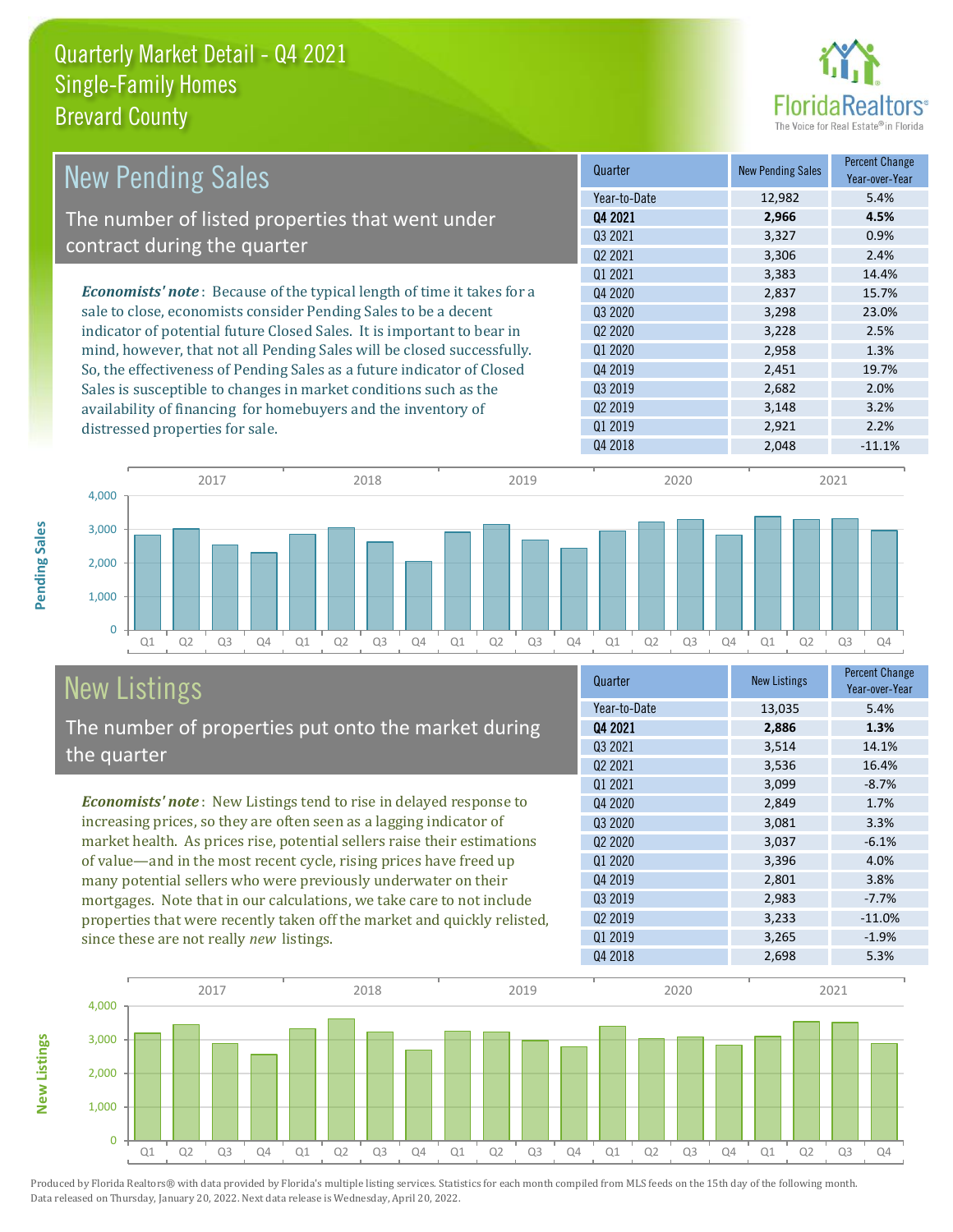# Quarterly Market Detail - Q4 2021
## Single-Family Homes
## Brevard County

## New Pending Sales

The number of listed properties that went under contract during the quarter

***Economists' note***: Because of the typical length of time it takes for a sale to close, economists consider Pending Sales to be a decent indicator of potential future Closed Sales. It is important to bear in mind, however, that not all Pending Sales will be closed successfully. So, the effectiveness of Pending Sales as a future indicator of Closed Sales is susceptible to changes in market conditions such as the availability of financing for homebuyers and the inventory of distressed properties for sale.

| Quarter | New Pending Sales | Percent Change Year-over-Year |
|---|---|---|
| Year-to-Date | 12,982 | 5.4% |
| **Q4 2021** | **2,966** | **4.5%** |
| Q3 2021 | 3,327 | 0.9% |
| Q2 2021 | 3,306 | 2.4% |
| Q1 2021 | 3,383 | 14.4% |
| Q4 2020 | 2,837 | 15.7% |
| Q3 2020 | 3,298 | 23.0% |
| Q2 2020 | 3,228 | 2.5% |
| Q1 2020 | 2,958 | 1.3% |
| Q4 2019 | 2,451 | 19.7% |
| Q3 2019 | 2,682 | 2.0% |
| Q2 2019 | 3,148 | 3.2% |
| Q1 2019 | 2,921 | 2.2% |
| Q4 2018 | 2,048 | -11.1% |

## New Listings

The number of properties put onto the market during the quarter

***Economists' note***: New Listings tend to rise in delayed response to increasing prices, so they are often seen as a lagging indicator of market health. As prices rise, potential sellers raise their estimations of value—and in the most recent cycle, rising prices have freed up many potential sellers who were previously underwater on their mortgages. Note that in our calculations, we take care to not include properties that were recently taken off the market and quickly relisted, since these are not really *new* listings.

| Quarter | New Listings | Percent Change Year-over-Year |
|---|---|---|
| Year-to-Date | 13,035 | 5.4% |
| **Q4 2021** | **2,886** | **1.3%** |
| Q3 2021 | 3,514 | 14.1% |
| Q2 2021 | 3,536 | 16.4% |
| Q1 2021 | 3,099 | -8.7% |
| Q4 2020 | 2,849 | 1.7% |
| Q3 2020 | 3,081 | 3.3% |
| Q2 2020 | 3,037 | -6.1% |
| Q1 2020 | 3,396 | 4.0% |
| Q4 2019 | 2,801 | 3.8% |
| Q3 2019 | 2,983 | -7.7% |
| Q2 2019 | 3,233 | -11.0% |
| Q1 2019 | 3,265 | -1.9% |
| Q4 2018 | 2,698 | 5.3% |

Produced by Florida Realtors® with data provided by Florida's multiple listing services. Statistics for each month compiled from MLS feeds on the 15th day of the following month. Data released on Thursday, January 20, 2022. Next data release is Wednesday, April 20, 2022.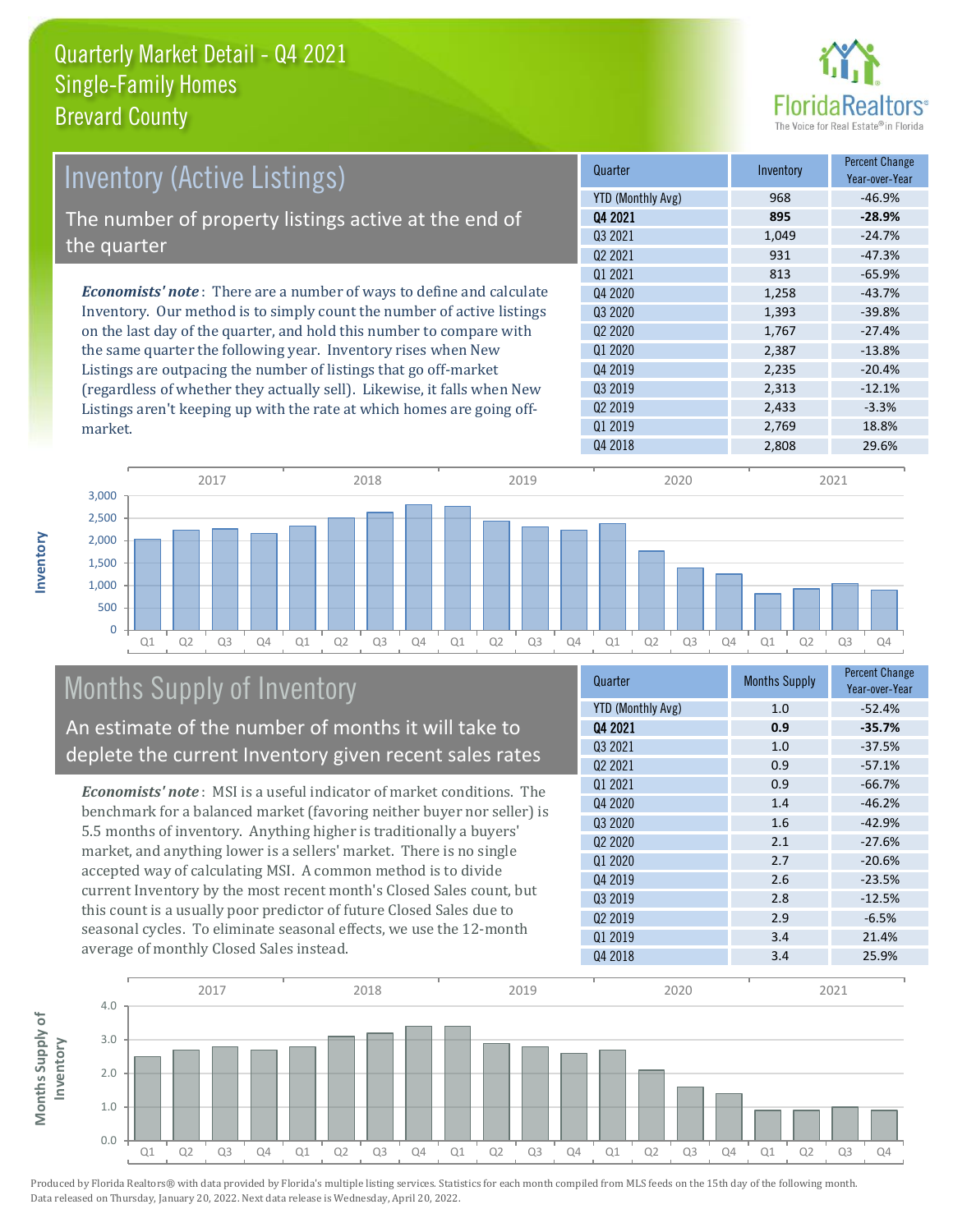# Quarterly Market Detail - Q4 2021
## Single-Family Homes
## Brevard County

## Inventory (Active Listings)

The number of property listings active at the end of the quarter

*Economists' note*: There are a number of ways to define and calculate Inventory. Our method is to simply count the number of active listings on the last day of the quarter, and hold this number to compare with the same quarter the following year. Inventory rises when New Listings are outpacing the number of listings that go off-market (regardless of whether they actually sell). Likewise, it falls when New Listings aren't keeping up with the rate at which homes are going off-market.

| Quarter | Inventory | Percent Change Year-over-Year |
|---|---|---|
| YTD (Monthly Avg) | 968 | -46.9% |
| **Q4 2021** | **895** | **-28.9%** |
| Q3 2021 | 1,049 | -24.7% |
| Q2 2021 | 931 | -47.3% |
| Q1 2021 | 813 | -65.9% |
| Q4 2020 | 1,258 | -43.7% |
| Q3 2020 | 1,393 | -39.8% |
| Q2 2020 | 1,767 | -27.4% |
| Q1 2020 | 2,387 | -13.8% |
| Q4 2019 | 2,235 | -20.4% |
| Q3 2019 | 2,313 | -12.1% |
| Q2 2019 | 2,433 | -3.3% |
| Q1 2019 | 2,769 | 18.8% |
| Q4 2018 | 2,808 | 29.6% |

## Months Supply of Inventory

An estimate of the number of months it will take to deplete the current Inventory given recent sales rates

*Economists' note*: MSI is a useful indicator of market conditions. The benchmark for a balanced market (favoring neither buyer nor seller) is 5.5 months of inventory. Anything higher is traditionally a buyers' market, and anything lower is a sellers' market. There is no single accepted way of calculating MSI. A common method is to divide current Inventory by the most recent month's Closed Sales count, but this count is a usually poor predictor of future Closed Sales due to seasonal cycles. To eliminate seasonal effects, we use the 12-month average of monthly Closed Sales instead.

| Quarter | Months Supply | Percent Change Year-over-Year |
|---|---|---|
| YTD (Monthly Avg) | 1.0 | -52.4% |
| **Q4 2021** | **0.9** | **-35.7%** |
| Q3 2021 | 1.0 | -37.5% |
| Q2 2021 | 0.9 | -57.1% |
| Q1 2021 | 0.9 | -66.7% |
| Q4 2020 | 1.4 | -46.2% |
| Q3 2020 | 1.6 | -42.9% |
| Q2 2020 | 2.1 | -27.6% |
| Q1 2020 | 2.7 | -20.6% |
| Q4 2019 | 2.6 | -23.5% |
| Q3 2019 | 2.8 | -12.5% |
| Q2 2019 | 2.9 | -6.5% |
| Q1 2019 | 3.4 | 21.4% |
| Q4 2018 | 3.4 | 25.9% |

Produced by Florida Realtors® with data provided by Florida's multiple listing services. Statistics for each month compiled from MLS feeds on the 15th day of the following month. Data released on Thursday, January 20, 2022. Next data release is Wednesday, April 20, 2022.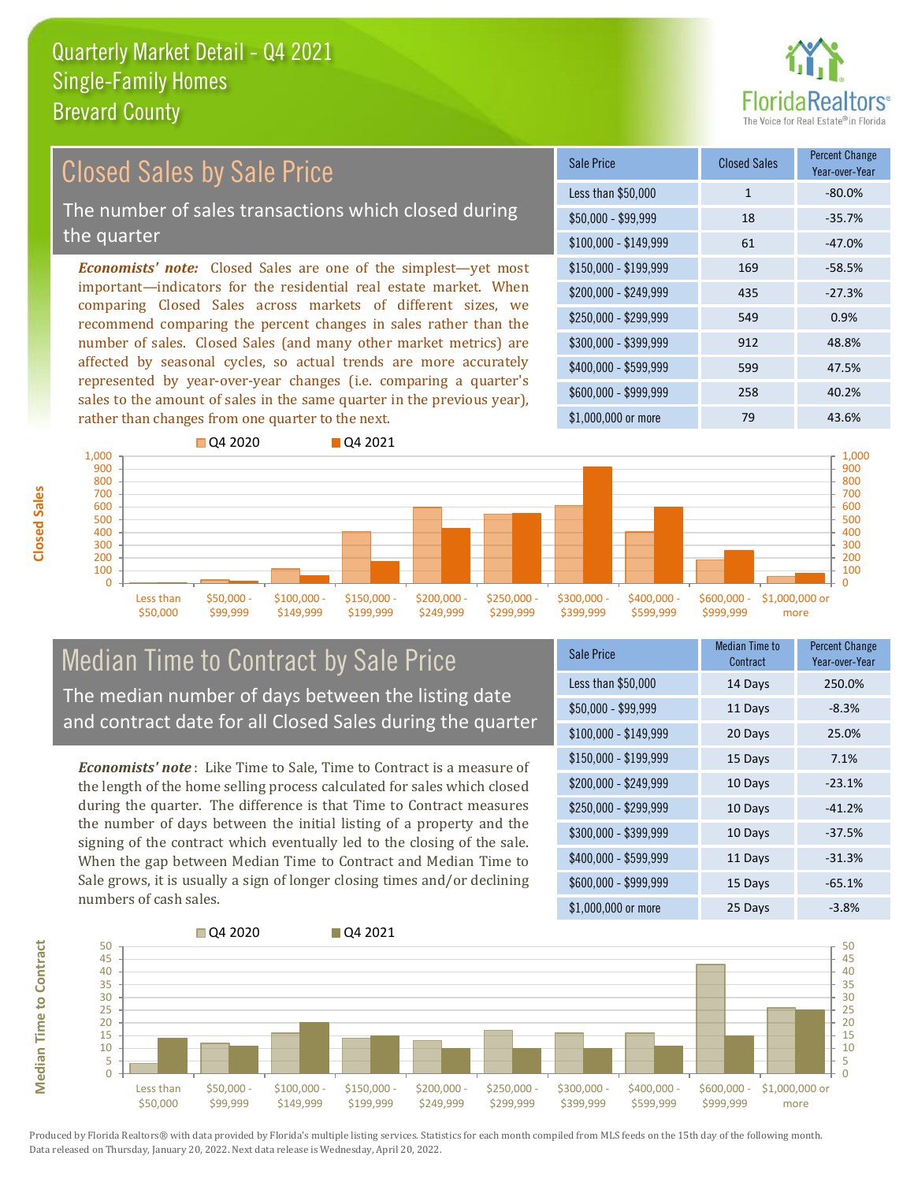# Quarterly Market Detail - Q4 2021
## Single-Family Homes
## Brevard County

## Closed Sales by Sale Price

The number of sales transactions which closed during the quarter

***Economists' note:*** Closed Sales are one of the simplest—yet most important—indicators for the residential real estate market. When comparing Closed Sales across markets of different sizes, we recommend comparing the percent changes in sales rather than the number of sales. Closed Sales (and many other market metrics) are affected by seasonal cycles, so actual trends are more accurately represented by year-over-year changes (i.e. comparing a quarter's sales to the amount of sales in the same quarter in the previous year), rather than changes from one quarter to the next.

| Sale Price | Closed Sales | Percent Change Year-over-Year |
|---|---|---|
| Less than $50,000 | 1 | -80.0% |
| $50,000 - $99,999 | 18 | -35.7% |
| $100,000 - $149,999 | 61 | -47.0% |
| $150,000 - $199,999 | 169 | -58.5% |
| $200,000 - $249,999 | 435 | -27.3% |
| $250,000 - $299,999 | 549 | 0.9% |
| $300,000 - $399,999 | 912 | 48.8% |
| $400,000 - $599,999 | 599 | 47.5% |
| $600,000 - $999,999 | 258 | 40.2% |
| $1,000,000 or more | 79 | 43.6% |

## Median Time to Contract by Sale Price

The median number of days between the listing date and contract date for all Closed Sales during the quarter

***Economists' note*:** Like Time to Sale, Time to Contract is a measure of the length of the home selling process calculated for sales which closed during the quarter. The difference is that Time to Contract measures the number of days between the initial listing of a property and the signing of the contract which eventually led to the closing of the sale. When the gap between Median Time to Contract and Median Time to Sale grows, it is usually a sign of longer closing times and/or declining numbers of cash sales.

| Sale Price | Median Time to Contract | Percent Change Year-over-Year |
|---|---|---|
| Less than $50,000 | 14 Days | 250.0% |
| $50,000 - $99,999 | 11 Days | -8.3% |
| $100,000 - $149,999 | 20 Days | 25.0% |
| $150,000 - $199,999 | 15 Days | 7.1% |
| $200,000 - $249,999 | 10 Days | -23.1% |
| $250,000 - $299,999 | 10 Days | -41.2% |
| $300,000 - $399,999 | 10 Days | -37.5% |
| $400,000 - $599,999 | 11 Days | -31.3% |
| $600,000 - $999,999 | 15 Days | -65.1% |
| $1,000,000 or more | 25 Days | -3.8% |

Produced by Florida Realtors® with data provided by Florida's multiple listing services. Statistics for each month compiled from MLS feeds on the 15th day of the following month. Data released on Thursday, January 20, 2022. Next data release is Wednesday, April 20, 2022.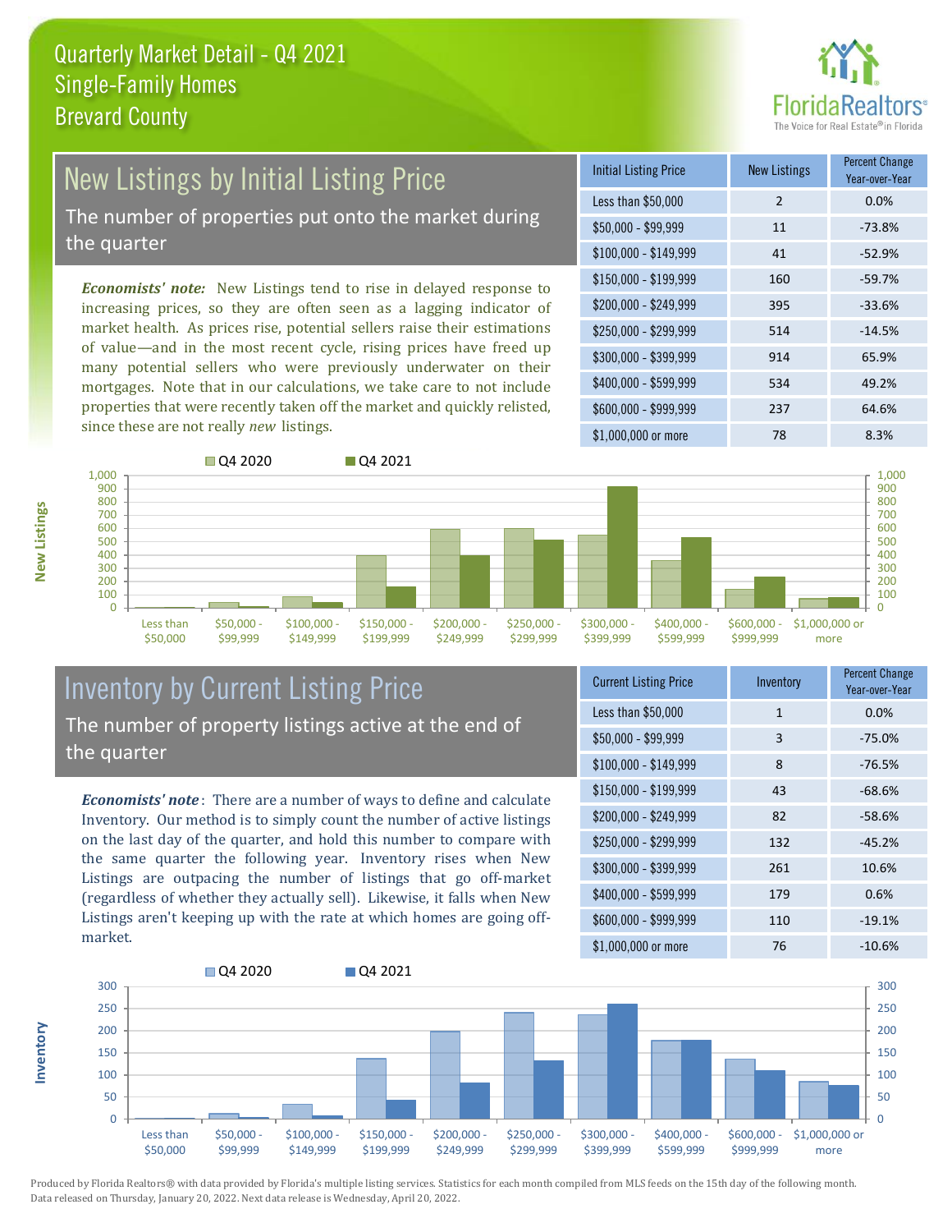# Quarterly Market Detail - Q4 2021
## Single-Family Homes
## Brevard County

## New Listings by Initial Listing Price

The number of properties put onto the market during the quarter

*Economists' note:* New Listings tend to rise in delayed response to increasing prices, so they are often seen as a lagging indicator of market health. As prices rise, potential sellers raise their estimations of value—and in the most recent cycle, rising prices have freed up many potential sellers who were previously underwater on their mortgages. Note that in our calculations, we take care to not include properties that were recently taken off the market and quickly relisted, since these are not really *new* listings.

| Initial Listing Price | New Listings | Percent Change Year-over-Year |
|---|---|---|
| Less than $50,000 | 2 | 0.0% |
| $50,000 - $99,999 | 11 | -73.8% |
| $100,000 - $149,999 | 41 | -52.9% |
| $150,000 - $199,999 | 160 | -59.7% |
| $200,000 - $249,999 | 395 | -33.6% |
| $250,000 - $299,999 | 514 | -14.5% |
| $300,000 - $399,999 | 914 | 65.9% |
| $400,000 - $599,999 | 534 | 49.2% |
| $600,000 - $999,999 | 237 | 64.6% |
| $1,000,000 or more | 78 | 8.3% |

## Inventory by Current Listing Price

The number of property listings active at the end of the quarter

*Economists' note*: There are a number of ways to define and calculate Inventory. Our method is to simply count the number of active listings on the last day of the quarter, and hold this number to compare with the same quarter the following year. Inventory rises when New Listings are outpacing the number of listings that go off-market (regardless of whether they actually sell). Likewise, it falls when New Listings aren't keeping up with the rate at which homes are going off-market.

| Current Listing Price | Inventory | Percent Change Year-over-Year |
|---|---|---|
| Less than $50,000 | 1 | 0.0% |
| $50,000 - $99,999 | 3 | -75.0% |
| $100,000 - $149,999 | 8 | -76.5% |
| $150,000 - $199,999 | 43 | -68.6% |
| $200,000 - $249,999 | 82 | -58.6% |
| $250,000 - $299,999 | 132 | -45.2% |
| $300,000 - $399,999 | 261 | 10.6% |
| $400,000 - $599,999 | 179 | 0.6% |
| $600,000 - $999,999 | 110 | -19.1% |
| $1,000,000 or more | 76 | -10.6% |

Produced by Florida Realtors® with data provided by Florida's multiple listing services. Statistics for each month compiled from MLS feeds on the 15th day of the following month. Data released on Thursday, January 20, 2022. Next data release is Wednesday, April 20, 2022.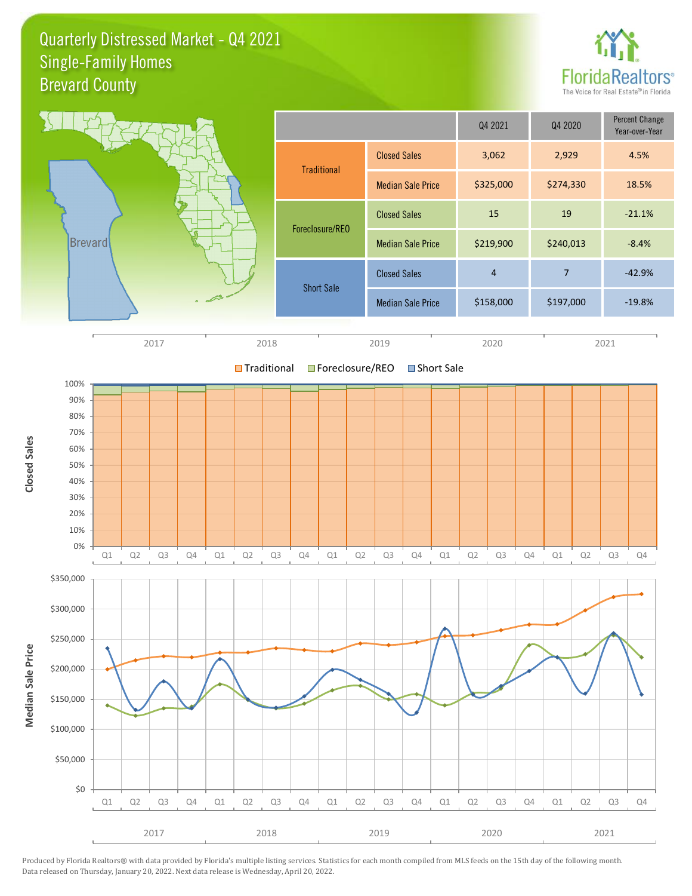# Quarterly Distressed Market - Q4 2021
## Single-Family Homes
## Brevard County

FloridaRealtors®
The Voice for Real Estate® in Florida

Brevard

| | | Q4 2021 | Q4 2020 | Percent Change Year-over-Year |
|---|---|---|---|---|
| Traditional | Closed Sales | 3,062 | 2,929 | 4.5% |
| | Median Sale Price | $325,000 | $274,330 | 18.5% |
| Foreclosure/REO | Closed Sales | 15 | 19 | -21.1% |
| | Median Sale Price | $219,900 | $240,013 | -8.4% |
| Short Sale | Closed Sales | 4 | 7 | -42.9% |
| | Median Sale Price | $158,000 | $197,000 | -19.8% |

2017 2018 2019 2020 2021

Traditional Foreclosure/REO Short Sale

Closed Sales

100%
90%
80%
70%
60%
50%
40%
30%
20%
10%
0%

Q1 Q2 Q3 Q4 Q1 Q2 Q3 Q4 Q1 Q2 Q3 Q4 Q1 Q2 Q3 Q4 Q1 Q2 Q3 Q4

Median Sale Price

$350,000
$300,000
$250,000
$200,000
$150,000
$100,000
$50,000
$0

Q1 Q2 Q3 Q4 Q1 Q2 Q3 Q4 Q1 Q2 Q3 Q4 Q1 Q2 Q3 Q4 Q1 Q2 Q3 Q4

2017 2018 2019 2020 2021

Produced by Florida Realtors® with data provided by Florida's multiple listing services. Statistics for each month compiled from MLS feeds on the 15th day of the following month.
Data released on Thursday, January 20, 2022. Next data release is Wednesday, April 20, 2022.